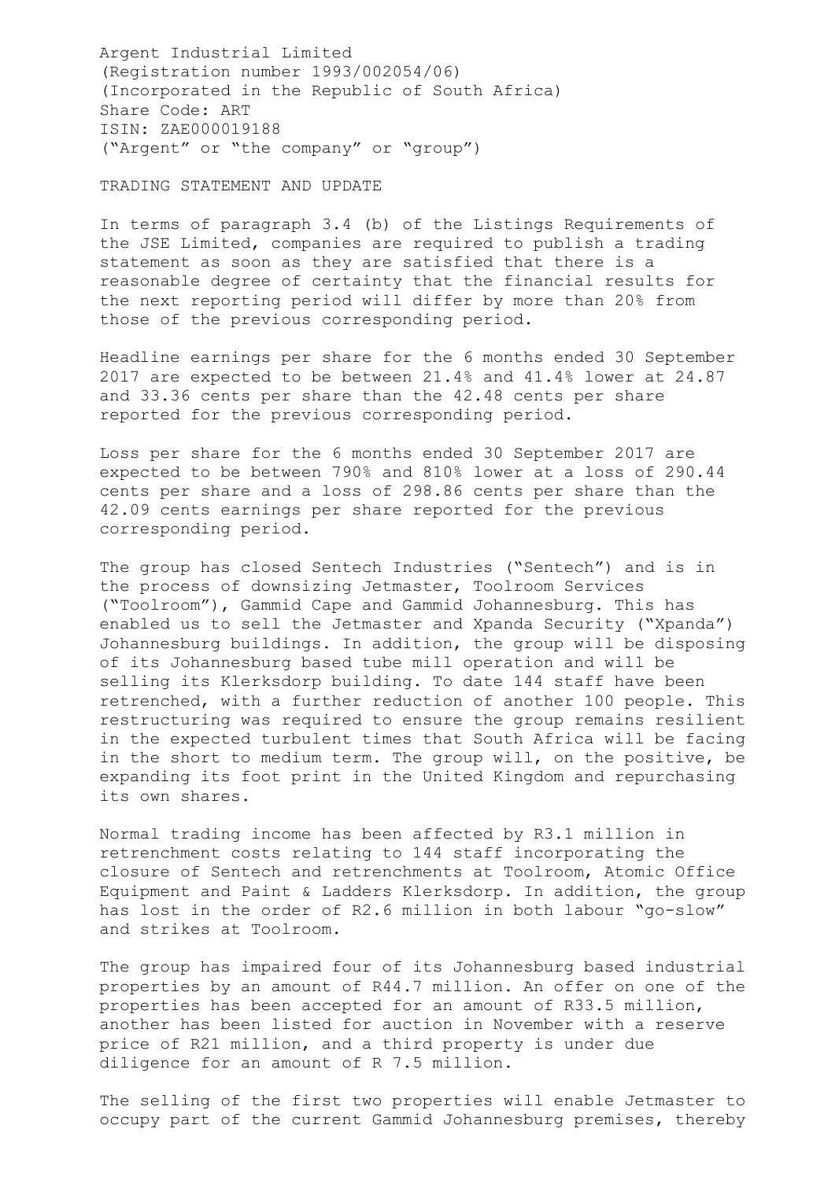Argent Industrial Limited
(Registration number 1993/002054/06)
(Incorporated in the Republic of South Africa)
Share Code: ART
ISIN: ZAE000019188
("Argent" or "the company" or "group")

TRADING STATEMENT AND UPDATE

In terms of paragraph 3.4 (b) of the Listings Requirements of the JSE Limited, companies are required to publish a trading statement as soon as they are satisfied that there is a reasonable degree of certainty that the financial results for the next reporting period will differ by more than 20% from those of the previous corresponding period.

Headline earnings per share for the 6 months ended 30 September 2017 are expected to be between 21.4% and 41.4% lower at 24.87 and 33.36 cents per share than the 42.48 cents per share reported for the previous corresponding period.

Loss per share for the 6 months ended 30 September 2017 are expected to be between 790% and 810% lower at a loss of 290.44 cents per share and a loss of 298.86 cents per share than the 42.09 cents earnings per share reported for the previous corresponding period.

The group has closed Sentech Industries ("Sentech") and is in the process of downsizing Jetmaster, Toolroom Services ("Toolroom"), Gammid Cape and Gammid Johannesburg. This has enabled us to sell the Jetmaster and Xpanda Security ("Xpanda") Johannesburg buildings. In addition, the group will be disposing of its Johannesburg based tube mill operation and will be selling its Klerksdorp building. To date 144 staff have been retrenched, with a further reduction of another 100 people. This restructuring was required to ensure the group remains resilient in the expected turbulent times that South Africa will be facing in the short to medium term. The group will, on the positive, be expanding its foot print in the United Kingdom and repurchasing its own shares.

Normal trading income has been affected by R3.1 million in retrenchment costs relating to 144 staff incorporating the closure of Sentech and retrenchments at Toolroom, Atomic Office Equipment and Paint & Ladders Klerksdorp. In addition, the group has lost in the order of R2.6 million in both labour "go-slow" and strikes at Toolroom.

The group has impaired four of its Johannesburg based industrial properties by an amount of R44.7 million. An offer on one of the properties has been accepted for an amount of R33.5 million, another has been listed for auction in November with a reserve price of R21 million, and a third property is under due diligence for an amount of R 7.5 million.

The selling of the first two properties will enable Jetmaster to occupy part of the current Gammid Johannesburg premises, thereby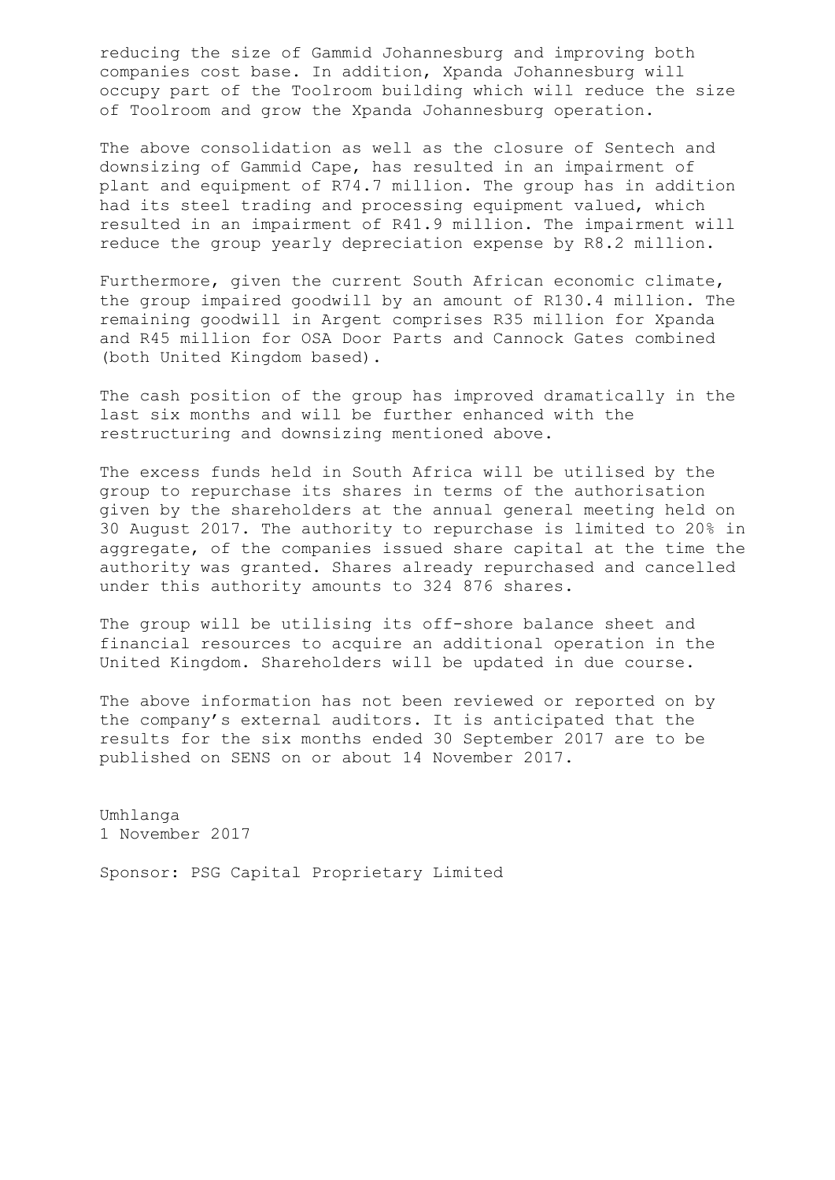reducing the size of Gammid Johannesburg and improving both companies cost base. In addition, Xpanda Johannesburg will occupy part of the Toolroom building which will reduce the size of Toolroom and grow the Xpanda Johannesburg operation.

The above consolidation as well as the closure of Sentech and downsizing of Gammid Cape, has resulted in an impairment of plant and equipment of R74.7 million. The group has in addition had its steel trading and processing equipment valued, which resulted in an impairment of R41.9 million. The impairment will reduce the group yearly depreciation expense by R8.2 million.

Furthermore, given the current South African economic climate, the group impaired goodwill by an amount of R130.4 million. The remaining goodwill in Argent comprises R35 million for Xpanda and R45 million for OSA Door Parts and Cannock Gates combined (both United Kingdom based).

The cash position of the group has improved dramatically in the last six months and will be further enhanced with the restructuring and downsizing mentioned above.

The excess funds held in South Africa will be utilised by the group to repurchase its shares in terms of the authorisation given by the shareholders at the annual general meeting held on 30 August 2017. The authority to repurchase is limited to 20% in aggregate, of the companies issued share capital at the time the authority was granted. Shares already repurchased and cancelled under this authority amounts to 324 876 shares.

The group will be utilising its off-shore balance sheet and financial resources to acquire an additional operation in the United Kingdom. Shareholders will be updated in due course.

The above information has not been reviewed or reported on by the company's external auditors. It is anticipated that the results for the six months ended 30 September 2017 are to be published on SENS on or about 14 November 2017.

Umhlanga
1 November 2017

Sponsor: PSG Capital Proprietary Limited